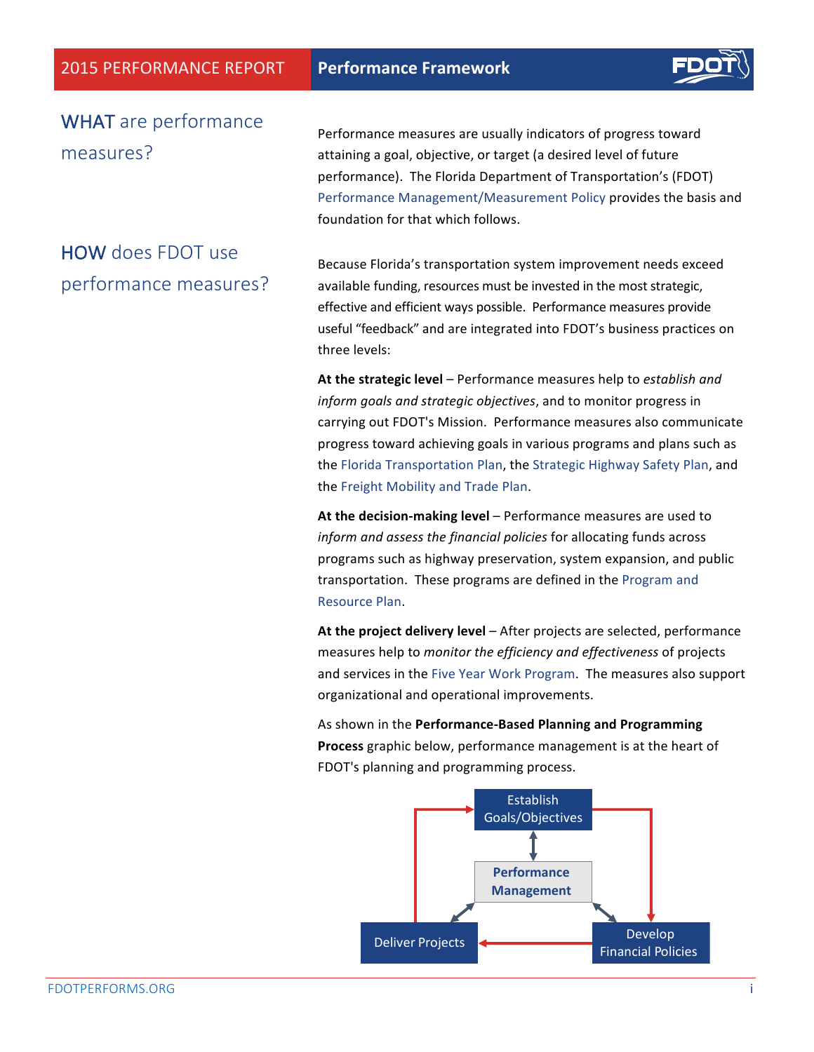# Performance Framework

## WHAT are performance measures?

Performance measures are usually indicators of progress toward attaining a goal, objective, or target (a desired level of future performance). The Florida Department of Transportation's (FDOT) Performance Management/Measurement Policy provides the basis and foundation for that which follows.

## HOW does FDOT use performance measures?

Because Florida's transportation system improvement needs exceed available funding, resources must be invested in the most strategic, effective and efficient ways possible. Performance measures provide useful "feedback" and are integrated into FDOT's business practices on three levels:

**At the strategic level** – Performance measures help to *establish and inform goals and strategic objectives*, and to monitor progress in carrying out FDOT's Mission. Performance measures also communicate progress toward achieving goals in various programs and plans such as the Florida Transportation Plan, the Strategic Highway Safety Plan, and the Freight Mobility and Trade Plan.

**At the decision-making level** – Performance measures are used to *inform and assess the financial policies* for allocating funds across programs such as highway preservation, system expansion, and public transportation. These programs are defined in the Program and Resource Plan.

**At the project delivery level** – After projects are selected, performance measures help to *monitor the efficiency and effectiveness* of projects and services in the Five Year Work Program. The measures also support organizational and operational improvements.

As shown in the **Performance-Based Planning and Programming Process** graphic below, performance management is at the heart of FDOT's planning and programming process.

Establish Goals/Objectives

**Performance Management**

Deliver Projects

Develop Financial Policies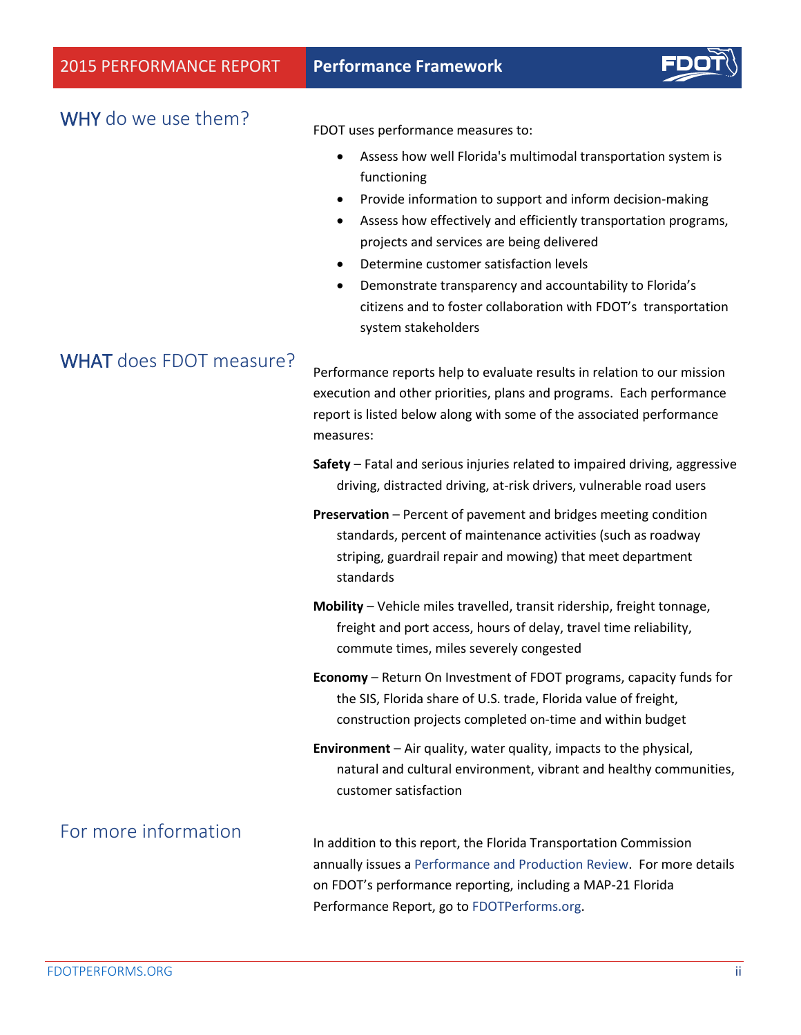## WHY do we use them?

FDOT uses performance measures to:

- Assess how well Florida's multimodal transportation system is functioning
- Provide information to support and inform decision-making
- Assess how effectively and efficiently transportation programs, projects and services are being delivered
- Determine customer satisfaction levels
- Demonstrate transparency and accountability to Florida's citizens and to foster collaboration with FDOT's transportation system stakeholders

## WHAT does FDOT measure?

Performance reports help to evaluate results in relation to our mission execution and other priorities, plans and programs. Each performance report is listed below along with some of the associated performance measures:

**Safety** – Fatal and serious injuries related to impaired driving, aggressive driving, distracted driving, at-risk drivers, vulnerable road users

**Preservation** – Percent of pavement and bridges meeting condition standards, percent of maintenance activities (such as roadway striping, guardrail repair and mowing) that meet department standards

**Mobility** – Vehicle miles travelled, transit ridership, freight tonnage, freight and port access, hours of delay, travel time reliability, commute times, miles severely congested

**Economy** – Return On Investment of FDOT programs, capacity funds for the SIS, Florida share of U.S. trade, Florida value of freight, construction projects completed on-time and within budget

**Environment** – Air quality, water quality, impacts to the physical, natural and cultural environment, vibrant and healthy communities, customer satisfaction

## For more information

In addition to this report, the Florida Transportation Commission annually issues a Performance and Production Review. For more details on FDOT's performance reporting, including a MAP-21 Florida Performance Report, go to FDOTPerforms.org.